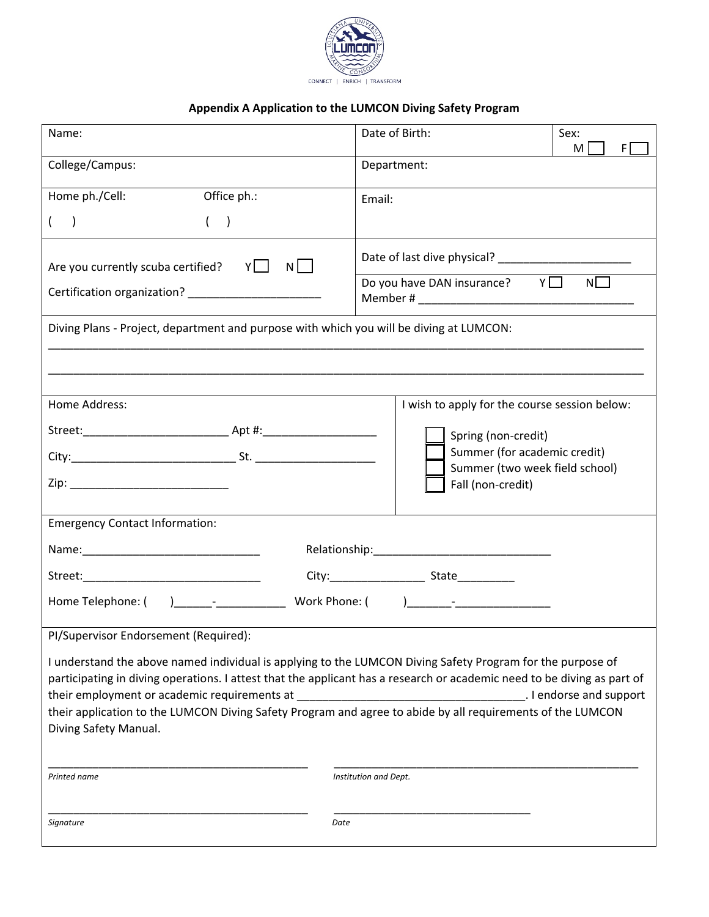CONNECT | ENRICH | TRANSFORM

### Appendix A Application to the LUMCON Diving Safety Program

| Name: | Date of Birth: | Sex: M ☐ F ☐ |
|---|---|---|
| College/Campus: | Department: | |
| Home ph./Cell: ( ) Office ph.: ( ) | Email: | |
| Are you currently scuba certified? Y ☐ N ☐<br>Certification organization? ______________________ | Date of last dive physical? ______________________<br>Do you have DAN insurance? Y ☐ N ☐<br>Member # ___________________________________ | |

Diving Plans - Project, department and purpose with which you will be diving at LUMCON:

______________________________________________________________________________________________

______________________________________________________________________________________________

| Home Address: | I wish to apply for the course session below: |
|---|---|
| Street:_______________________ Apt #:__________________<br>City:__________________________ St. ___________________<br>Zip: _________________________ | ☐ Spring (non-credit)<br>☐ Summer (for academic credit)<br>☐ Summer (two week field school)<br>☐ Fall (non-credit) |

Emergency Contact Information:

Name:_____________________________ Relationship:_____________________________

Street:_____________________________ City:_______________ State_________

Home Telephone: ( )______-___________ Work Phone: ( )_______-_______________

PI/Supervisor Endorsement (Required):

I understand the above named individual is applying to the LUMCON Diving Safety Program for the purpose of participating in diving operations. I attest that the applicant has a research or academic need to be diving as part of their employment or academic requirements at ___________________________________. I endorse and support their application to the LUMCON Diving Safety Program and agree to abide by all requirements of the LUMCON Diving Safety Manual.

_____________________________________________ _____________________________________________

*Printed name* *Institution and Dept.*

_____________________________________________ _________________________________

*Signature* *Date*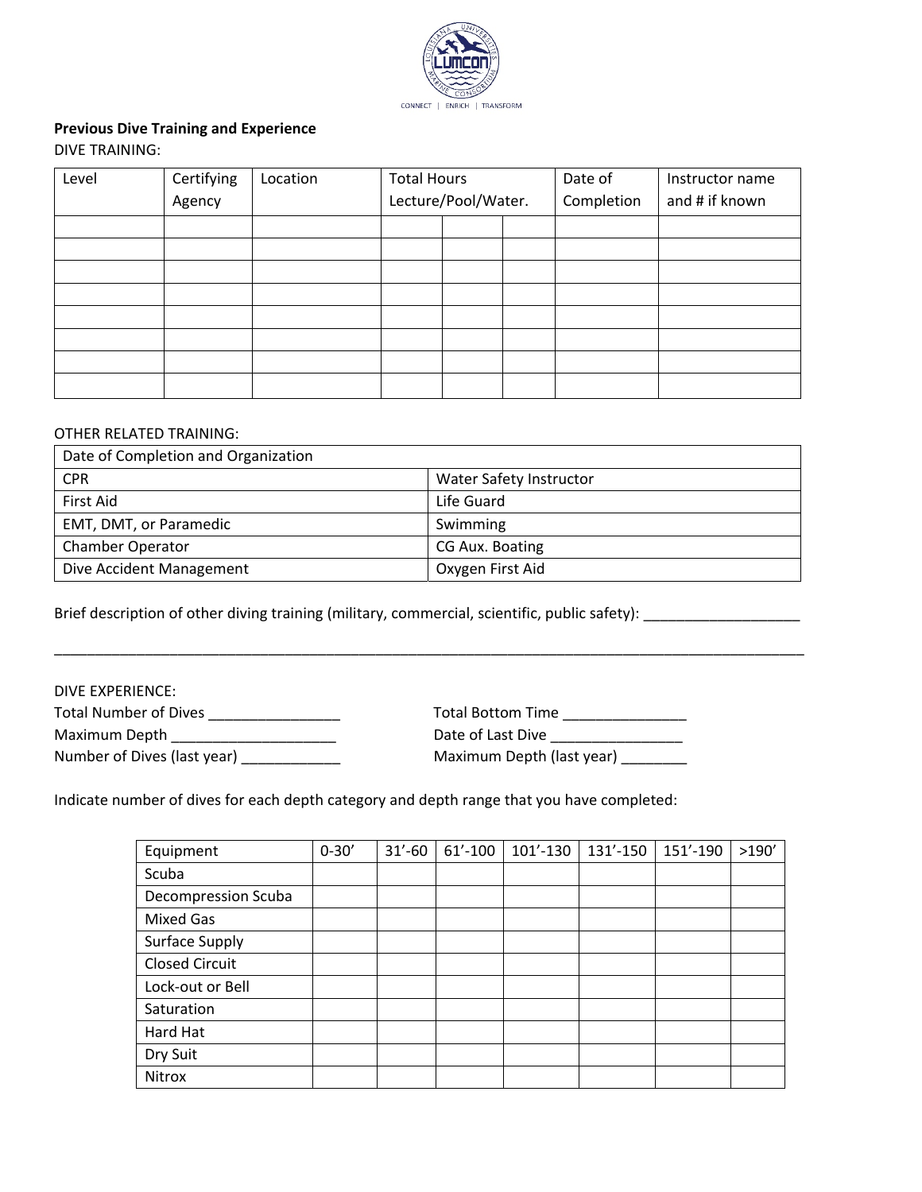**Previous Dive Training and Experience**

DIVE TRAINING:

| Level | Certifying Agency | Location | Total Hours Lecture/Pool/Water. | | | Date of Completion | Instructor name and # if known |
|---|---|---|---|---|---|---|---|
| | | | | | | | |
| | | | | | | | |
| | | | | | | | |
| | | | | | | | |
| | | | | | | | |
| | | | | | | | |
| | | | | | | | |
| | | | | | | | |

OTHER RELATED TRAINING:

| Date of Completion and Organization | |
|---|---|
| CPR | Water Safety Instructor |
| First Aid | Life Guard |
| EMT, DMT, or Paramedic | Swimming |
| Chamber Operator | CG Aux. Boating |
| Dive Accident Management | Oxygen First Aid |

Brief description of other diving training (military, commercial, scientific, public safety): ___________________

_______________________________________________________________________________________________

DIVE EXPERIENCE:

Total Number of Dives ________________

Total Bottom Time _______________

Maximum Depth ____________________

Date of Last Dive ________________

Number of Dives (last year) ____________

Maximum Depth (last year) ________

Indicate number of dives for each depth category and depth range that you have completed:

| Equipment | 0-30' | 31'-60 | 61'-100 | 101'-130 | 131'-150 | 151'-190 | >190' |
|---|---|---|---|---|---|---|---|
| Scuba | | | | | | | |
| Decompression Scuba | | | | | | | |
| Mixed Gas | | | | | | | |
| Surface Supply | | | | | | | |
| Closed Circuit | | | | | | | |
| Lock-out or Bell | | | | | | | |
| Saturation | | | | | | | |
| Hard Hat | | | | | | | |
| Dry Suit | | | | | | | |
| Nitrox | | | | | | | |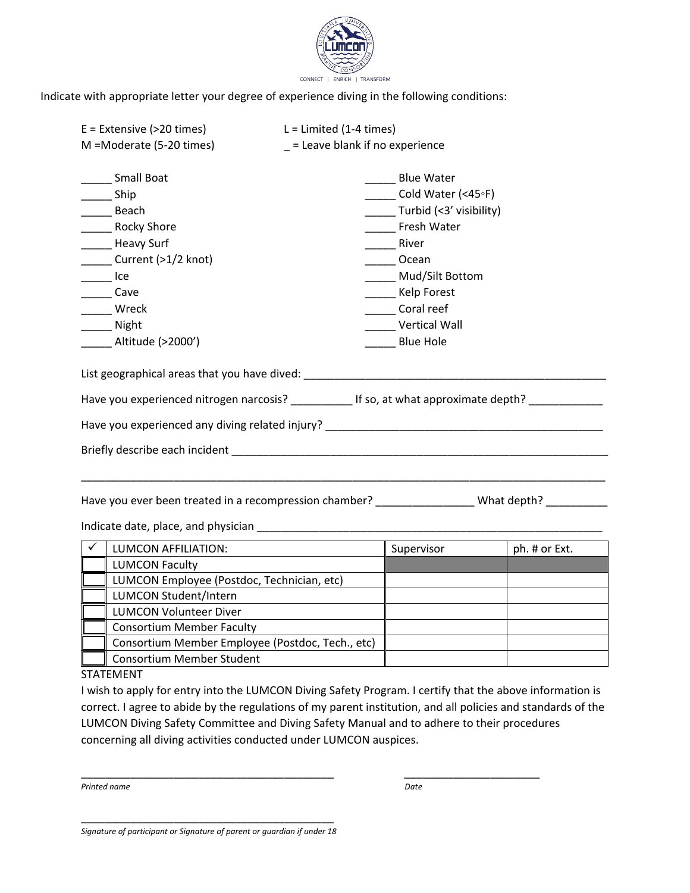Indicate with appropriate letter your degree of experience diving in the following conditions:

E = Extensive (>20 times)
L = Limited (1-4 times)
M =Moderate (5-20 times)
_ = Leave blank if no experience

_____ Small Boat
_____ Ship
_____ Beach
_____ Rocky Shore
_____ Heavy Surf
_____ Current (>1/2 knot)
_____ Ice
_____ Cave
_____ Wreck
_____ Night
_____ Altitude (>2000')

_____ Blue Water
_____ Cold Water (<45◦F)
_____ Turbid (<3' visibility)
_____ Fresh Water
_____ River
_____ Ocean
_____ Mud/Silt Bottom
_____ Kelp Forest
_____ Coral reef
_____ Vertical Wall
_____ Blue Hole

List geographical areas that you have dived: ____________________________________________________

Have you experienced nitrogen narcosis? __________ If so, at what approximate depth? ____________

Have you experienced any diving related injury? _______________________________________________

Briefly describe each incident _________________________________________________________________

_________________________________________________________________________________________

Have you ever been treated in a recompression chamber? ________________ What depth? __________

Indicate date, place, and physician ____________________________________________________________

| ✓ | LUMCON AFFILIATION: | Supervisor | ph. # or Ext. |
|---|---|---|---|
| ☐ | LUMCON Faculty | | |
| ☐ | LUMCON Employee (Postdoc, Technician, etc) | | |
| ☐ | LUMCON Student/Intern | | |
| ☐ | LUMCON Volunteer Diver | | |
| ☐ | Consortium Member Faculty | | |
| ☐ | Consortium Member Employee (Postdoc, Tech., etc) | | |
| ☐ | Consortium Member Student | | |

STATEMENT

I wish to apply for entry into the LUMCON Diving Safety Program. I certify that the above information is correct. I agree to abide by the regulations of my parent institution, and all policies and standards of the LUMCON Diving Safety Committee and Diving Safety Manual and to adhere to their procedures concerning all diving activities conducted under LUMCON auspices.

_____________________________________________ ________________________

*Printed name* *Date*

_____________________________________________

*Signature of participant or Signature of parent or guardian if under 18*